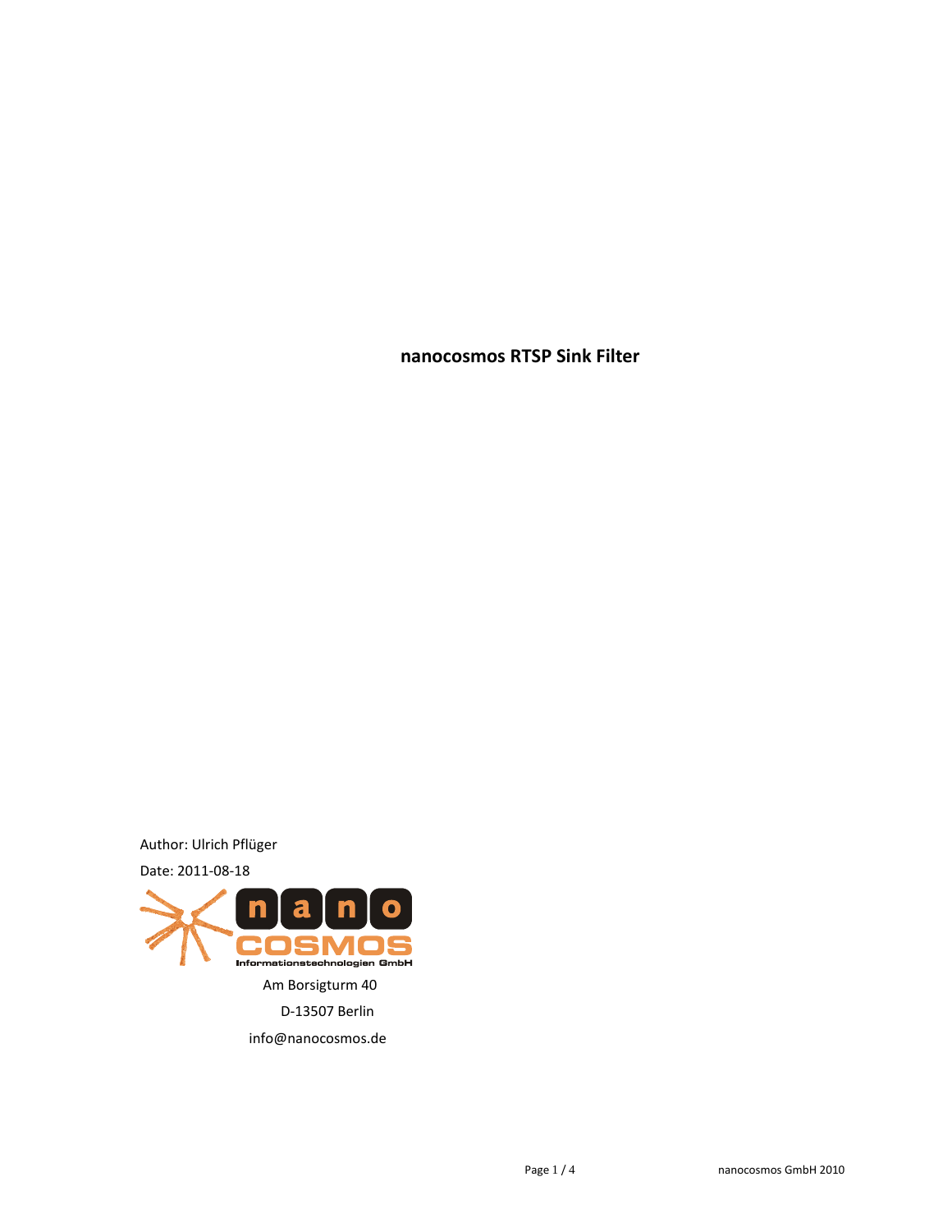# nanocosmos RTSP Sink Filter

Author: Ulrich Pflüger

Date: 2011-08-18

nanocosmos Informationstechnologien GmbH

Am Borsigturm 40

D-13507 Berlin

info@nanocosmos.de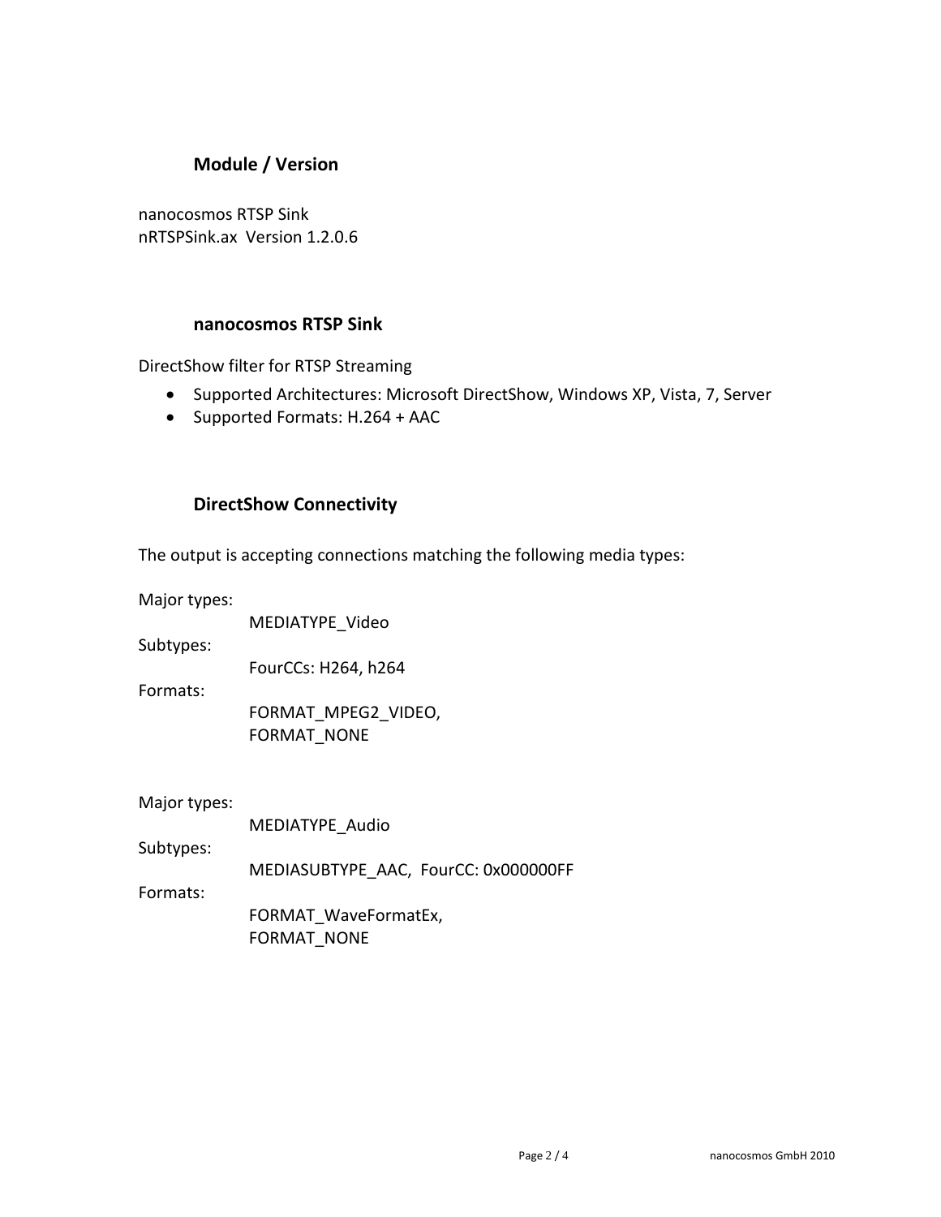## Module / Version

nanocosmos RTSP Sink
nRTSPSink.ax  Version 1.2.0.6

## nanocosmos RTSP Sink

DirectShow filter for RTSP Streaming

- Supported Architectures: Microsoft DirectShow, Windows XP, Vista, 7, Server
- Supported Formats: H.264 + AAC

## DirectShow Connectivity

The output is accepting connections matching the following media types:

Major types:
    MEDIATYPE_Video
Subtypes:
    FourCCs: H264, h264
Formats:
    FORMAT_MPEG2_VIDEO,
    FORMAT_NONE

Major types:
    MEDIATYPE_Audio
Subtypes:
    MEDIASUBTYPE_AAC,  FourCC: 0x000000FF
Formats:
    FORMAT_WaveFormatEx,
    FORMAT_NONE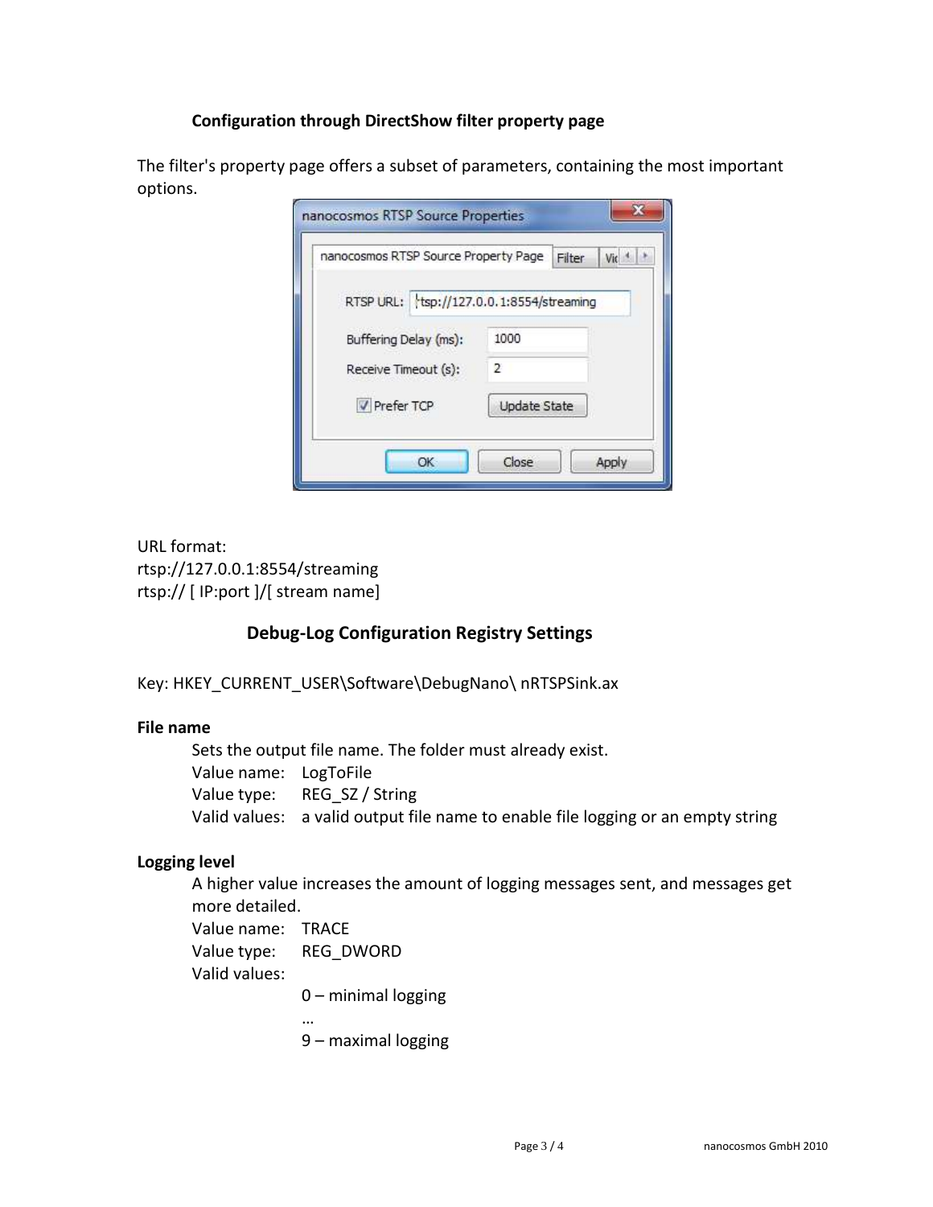### Configuration through DirectShow filter property page

The filter's property page offers a subset of parameters, containing the most important options.

URL format:
rtsp://127.0.0.1:8554/streaming
rtsp:// [ IP:port ]/[ stream name]

### Debug-Log Configuration Registry Settings

Key: HKEY_CURRENT_USER\Software\DebugNano\ nRTSPSink.ax

**File name**

Sets the output file name. The folder must already exist.
Value name: LogToFile
Value type: REG_SZ / String
Valid values: a valid output file name to enable file logging or an empty string

**Logging level**

A higher value increases the amount of logging messages sent, and messages get more detailed.
Value name: TRACE
Value type: REG_DWORD
Valid values:

0 – minimal logging
…
9 – maximal logging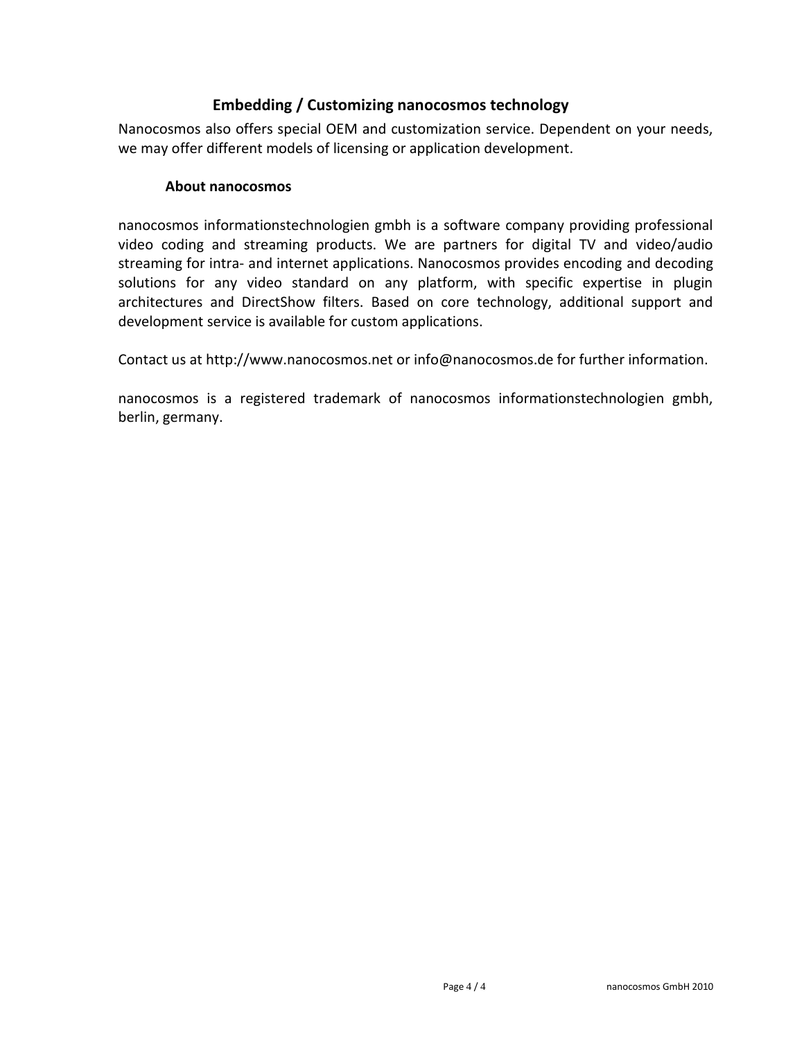## Embedding / Customizing nanocosmos technology

Nanocosmos also offers special OEM and customization service. Dependent on your needs, we may offer different models of licensing or application development.

### About nanocosmos

nanocosmos informationstechnologien gmbh is a software company providing professional video coding and streaming products. We are partners for digital TV and video/audio streaming for intra- and internet applications. Nanocosmos provides encoding and decoding solutions for any video standard on any platform, with specific expertise in plugin architectures and DirectShow filters. Based on core technology, additional support and development service is available for custom applications.

Contact us at http://www.nanocosmos.net or info@nanocosmos.de for further information.

nanocosmos is a registered trademark of nanocosmos informationstechnologien gmbh, berlin, germany.